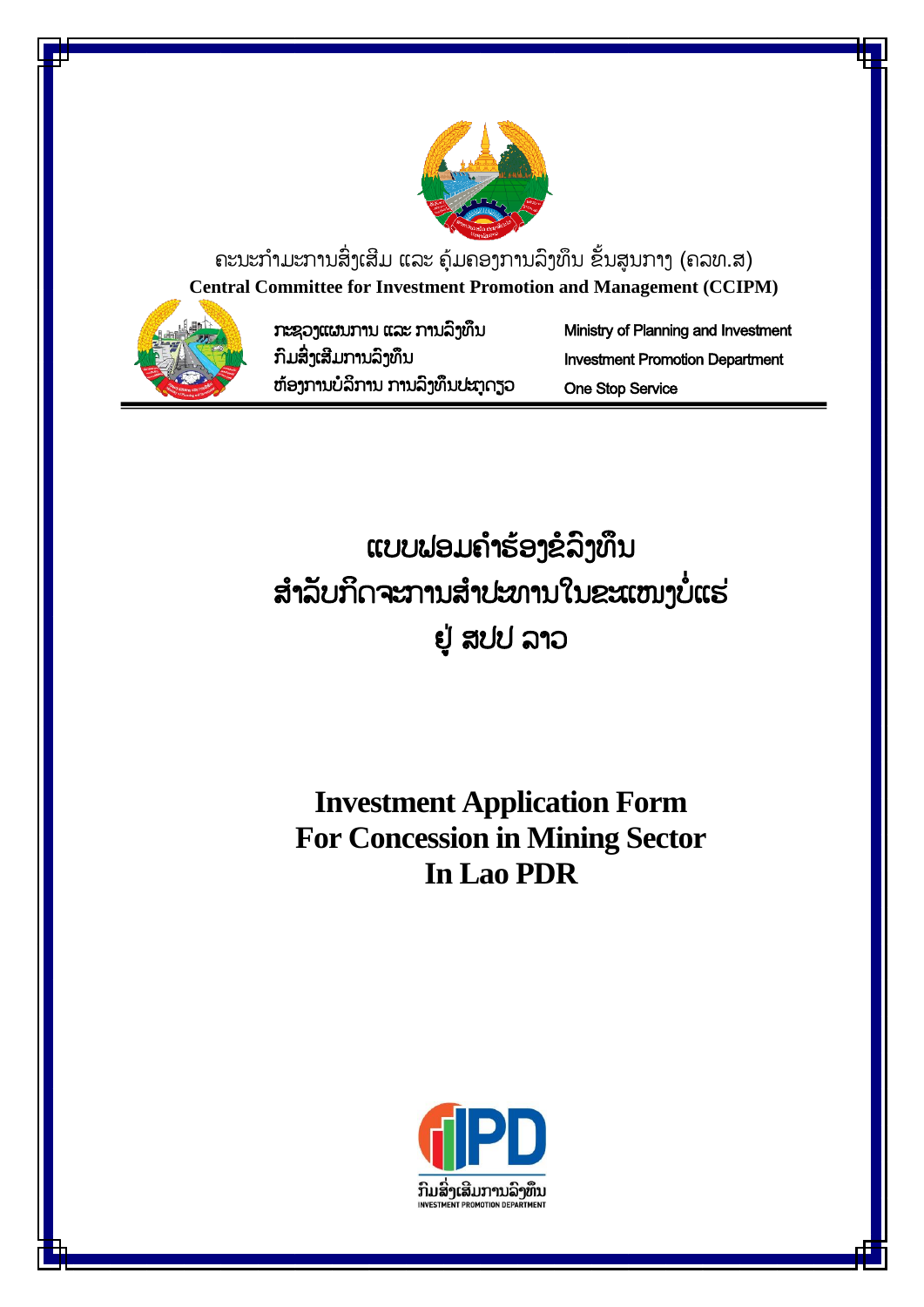ຄະນະກຳມະການສົ່ງເສີມ ແລະ ຄຸ້ມຄອງການລົງທຶນ ຂັ້ນສູນກາງ (ຄລທ.ສ)

**Central Committee for Investment Promotion and Management (CCIPM)**

ກະຊວງແຜນການ ແລະ ການລົງທຶນ — Ministry of Planning and Investment

ກົມສົ່ງເສີມການລົງທຶນ — Investment Promotion Department

ຫ້ອງການບໍລິການ ການລົງທຶນປະຕູດຽວ — One Stop Service

# ແບບຟອມຄຳຮ້ອງຂໍລົງທຶນ ສຳລັບກິດຈະການສຳປະທານໃນຂະແໜງບໍ່ແຮ່ ຢູ່ ສປປ ລາວ

# Investment Application Form For Concession in Mining Sector In Lao PDR

ກົມສົ່ງເສີມການລົງທຶນ

INVESTMENT PROMOTION DEPARTMENT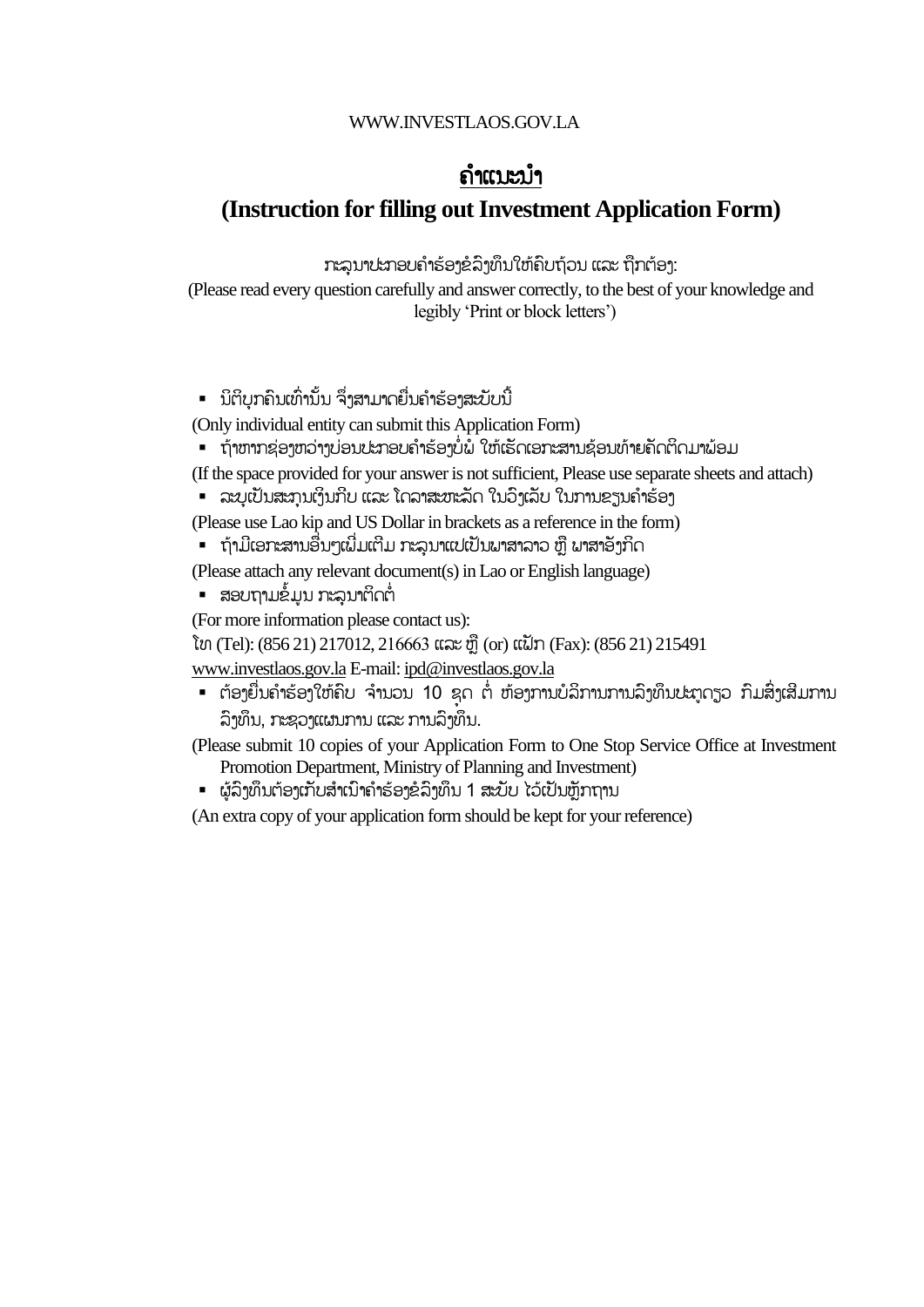WWW.INVESTLAOS.GOV.LA

# ຄຳແນະນຳ

## (Instruction for filling out Investment Application Form)

ກະລຸນາປະກອບຄຳຮ້ອງຂໍລົງທຶນໃຫ້ຄົບຖ້ວນ ແລະ ຖືກຕ້ອງ:

(Please read every question carefully and answer correctly, to the best of your knowledge and legibly 'Print or block letters')

- ນິຕິບຸກຄົນເທົ່ານັ້ນ ຈຶ່ງສາມາດຍື່ນຄຳຮ້ອງສະບັບນີ້

(Only individual entity can submit this Application Form)

- ຖ້າຫາກຊ່ອງຫວ່າງບ່ອນປະກອບຄຳຮ້ອງບໍ່ພໍ ໃຫ້ເຮັດເອກະສານຊ້ອນທ້າຍຄັດຕິດມາພ້ອມ

(If the space provided for your answer is not sufficient, Please use separate sheets and attach)

- ລະບຸເປັນສະກຸນເງິນກີບ ແລະ ໂດລາສະຫະລັດ ໃນວົງເລັບ ໃນການຂຽນຄຳຮ້ອງ

(Please use Lao kip and US Dollar in brackets as a reference in the form)

- ຖ້າມີເອກະສານອື່ນໆເພີ່ມເຕີມ ກະລຸນາແປເປັນພາສາລາວ ຫຼື ພາສາອັງກິດ

(Please attach any relevant document(s) in Lao or English language)

- ສອບຖາມຂໍ້ມູນ ກະລຸນາຕິດຕໍ່

(For more information please contact us):

ໂທ (Tel): (856 21) 217012, 216663 ແລະ ຫຼື (or) ແຟັກ (Fax): (856 21) 215491

www.investlaos.gov.la E-mail: ipd@investlaos.gov.la

- ຕ້ອງຍື່ນຄຳຮ້ອງໃຫ້ຄົບ ຈຳນວນ 10 ຊຸດ ຕໍ່ ຫ້ອງການບໍລິການການລົງທຶນປະຕູດຽວ ກົມສົ່ງເສີມການລົງທຶນ, ກະຊວງແຜນການ ແລະ ການລົງທຶນ.

(Please submit 10 copies of your Application Form to One Stop Service Office at Investment Promotion Department, Ministry of Planning and Investment)

- ຜູ້ລົງທຶນຕ້ອງເກັບສຳເນົາຄຳຮ້ອງຂໍລົງທຶນ 1 ສະບັບ ໄວ້ເປັນຫຼັກຖານ

(An extra copy of your application form should be kept for your reference)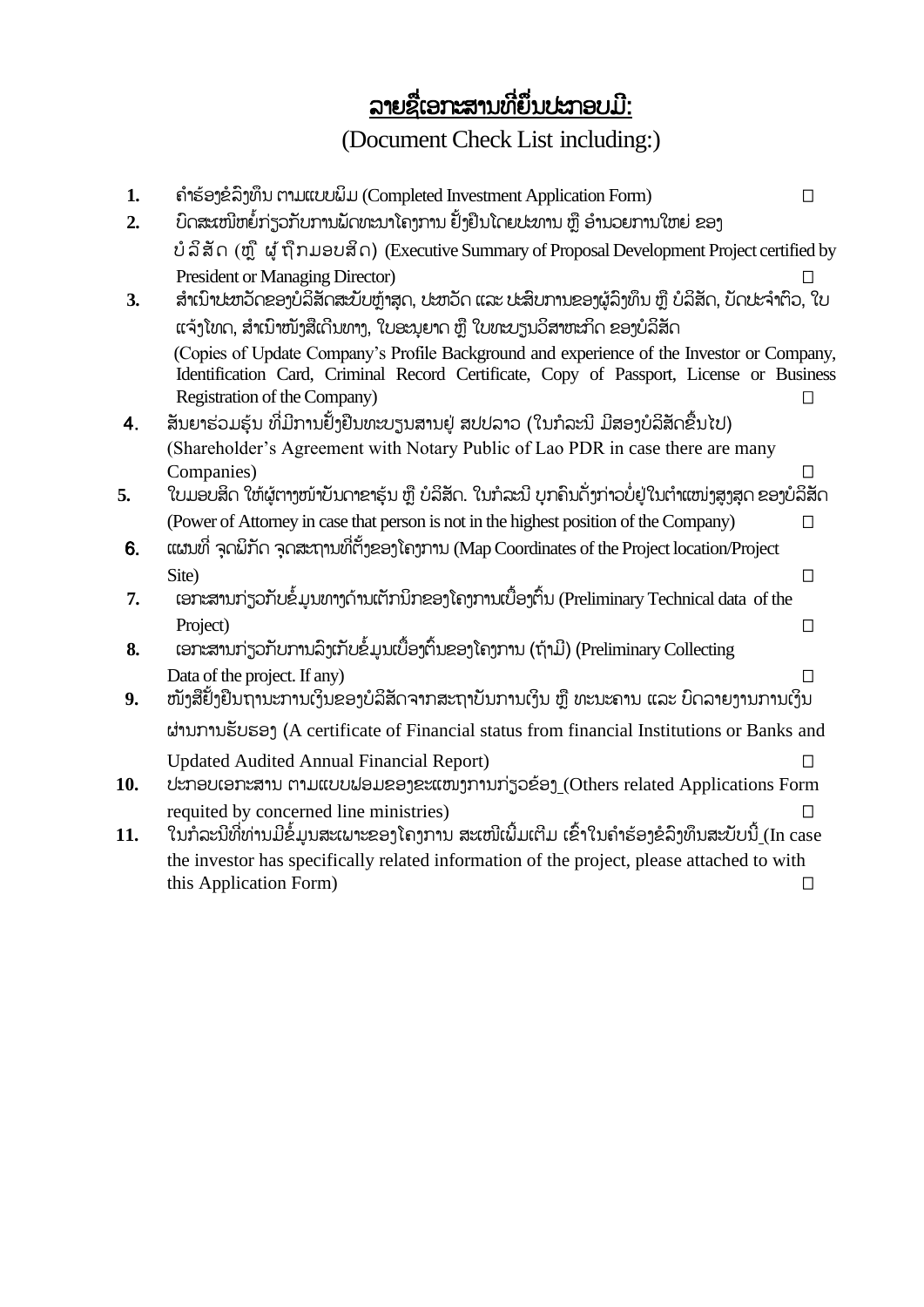# <u>ລາຍຊື່ເອກະສານທີ່ຍື່ນປະກອບມີ:</u>

(Document Check List including:)

1. ຄຳຮ້ອງຂໍລົງທຶນ ຕາມແບບຟອມ (Completed Investment Application Form) ☐
2. ບົດສະເໜີຫຍໍ້ກ່ຽວກັບການພັດທະນາໂຄງການ ຢັ້ງຢືນໂດຍປະທານ ຫຼື ອຳນວຍການໃຫຍ່ ຂອງ ບໍລິສັດ (ຫຼື ຜູ້ຖືກມອບສິດ) (Executive Summary of Proposal Development Project certified by President or Managing Director) ☐
3. ສຳເນົາປະຫວັດຂອງບໍລິສັດສະບັບຫຼ້າສຸດ, ປະຫວັດ ແລະ ປະສົບການຂອງຜູ້ລົງທຶນ ຫຼື ບໍລິສັດ, ບັດປະຈຳຕົວ, ໃບແຈ້ງໂທດ, ສຳເນົາໜັງສືເດີນທາງ, ໃບອະນຸຍາດ ຫຼື ໃບທະບຽນວິສາຫະກິດ ຂອງບໍລິສັດ (Copies of Update Company's Profile Background and experience of the Investor or Company, Identification Card, Criminal Record Certificate, Copy of Passport, License or Business Registration of the Company) ☐
4. ສັນຍາຮ່ວມຮຸ້ນ ທີ່ມີການຢັ້ງຢືນທະບຽນສານຢູ່ ສປປລາວ (ໃນກໍລະນີ ມີສອງບໍລິສັດຂຶ້ນໄປ) (Shareholder's Agreement with Notary Public of Lao PDR in case there are many Companies) ☐
5. ໃບມອບສິດ ໃຫ້ຜູ້ຕາງໜ້າບັນດາຂາຮຸ້ນ ຫຼື ບໍລິສັດ. ໃນກໍລະນີ ບຸກຄົນດັ່ງກ່າວບໍ່ຢູ່ໃນຕຳແໜ່ງສູງສຸດ ຂອງບໍລິສັດ (Power of Attorney in case that person is not in the highest position of the Company) ☐
6. ແຜນທີ່ ຈຸດພິກັດ ຈຸດສະຖານທີ່ຕັ້ງຂອງໂຄງການ (Map Coordinates of the Project location/Project Site) ☐
7. ເອກະສານກ່ຽວກັບຂໍ້ມູນທາງດ້ານເຕັກນິກຂອງໂຄງການເບື້ອງຕົ້ນ (Preliminary Technical data of the Project) ☐
8. ເອກະສານກ່ຽວກັບການລົງເກັບຂໍ້ມູນເບື້ອງຕົ້ນຂອງໂຄງການ (ຖ້າມີ) (Preliminary Collecting Data of the project. If any) ☐
9. ໜັງສືຢັ້ງຢືນຖານະການເງິນຂອງບໍລິສັດຈາກສະຖາບັນການເງິນ ຫຼື ທະນະຄານ ແລະ ບົດລາຍງານການເງິນຜ່ານການຮັບຮອງ (A certificate of Financial status from financial Institutions or Banks and Updated Audited Annual Financial Report) ☐
10. ປະກອບເອກະສານ ຕາມແບບຟອມຂອງຂະແໜງການກ່ຽວຂ້ອງ (Others related Applications Form requited by concerned line ministries) ☐
11. ໃນກໍລະນີທີ່ທ່ານມີຂໍ້ມູນສະເພາະຂອງໂຄງການ ສະເໜີເພີ້ມເຕີມ ເຂົ້າໃນຄຳຮ້ອງຂໍລົງທຶນສະບັບນີ້ (In case the investor has specifically related information of the project, please attached to with this Application Form) ☐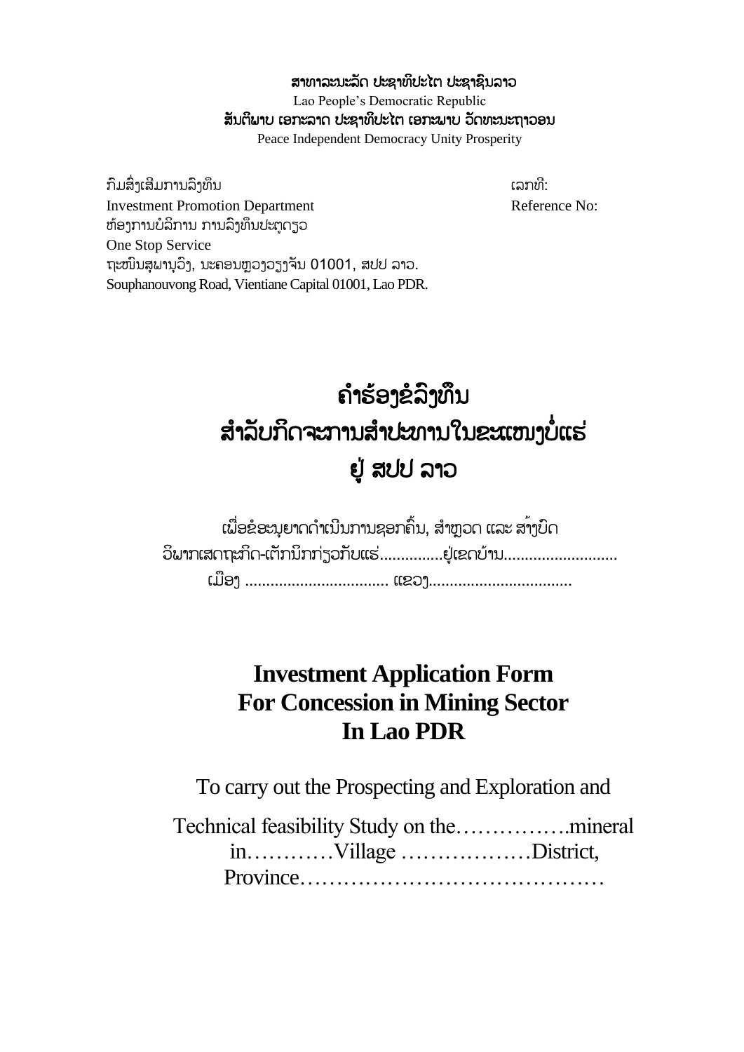ສາທາລະນະລັດ ປະຊາທິປະໄຕ ປະຊາຊົນລາວ
Lao People's Democratic Republic
ສັນຕິພາບ ເອກະລາດ ປະຊາທິປະໄຕ ເອກະພາບ ວັດທະນະຖາວອນ
Peace Independent Democracy Unity Prosperity

ກົມສົ່ງເສີມການລົງທຶນ
Investment Promotion Department
ຫ້ອງການບໍລິການ ການລົງທຶນປະຕູດຽວ
One Stop Service
ຖະໜົນສຸພານຸວົງ, ນະຄອນຫຼວງວຽງຈັນ 01001, ສປປ ລາວ.
Souphanouvong Road, Vientiane Capital 01001, Lao PDR.

ເລກທີ:
Reference No:

# ຄໍາຮ້ອງຂໍລົງທຶນ ສໍາລັບກິດຈະການສໍາປະທານໃນຂະແໜງບໍ່ແຮ່ ຢູ່ ສປປ ລາວ

ເພື່ອຂໍອະນຸຍາດດໍາເນີນການຊອກຄົ້ນ, ສໍາຫຼວດ ແລະ ສ້າງບົດ
ວິພາກເສດຖະກິດ-ເຕັກນິກກ່ຽວກັບແຮ່...............ຢູ່ເຂດບ້ານ...........................
ເມືອງ .................................. ແຂວງ..................................

# Investment Application Form For Concession in Mining Sector In Lao PDR

To carry out the Prospecting and Exploration and

Technical feasibility Study on the…………….mineral in…………Village ………………District, Province……………………………………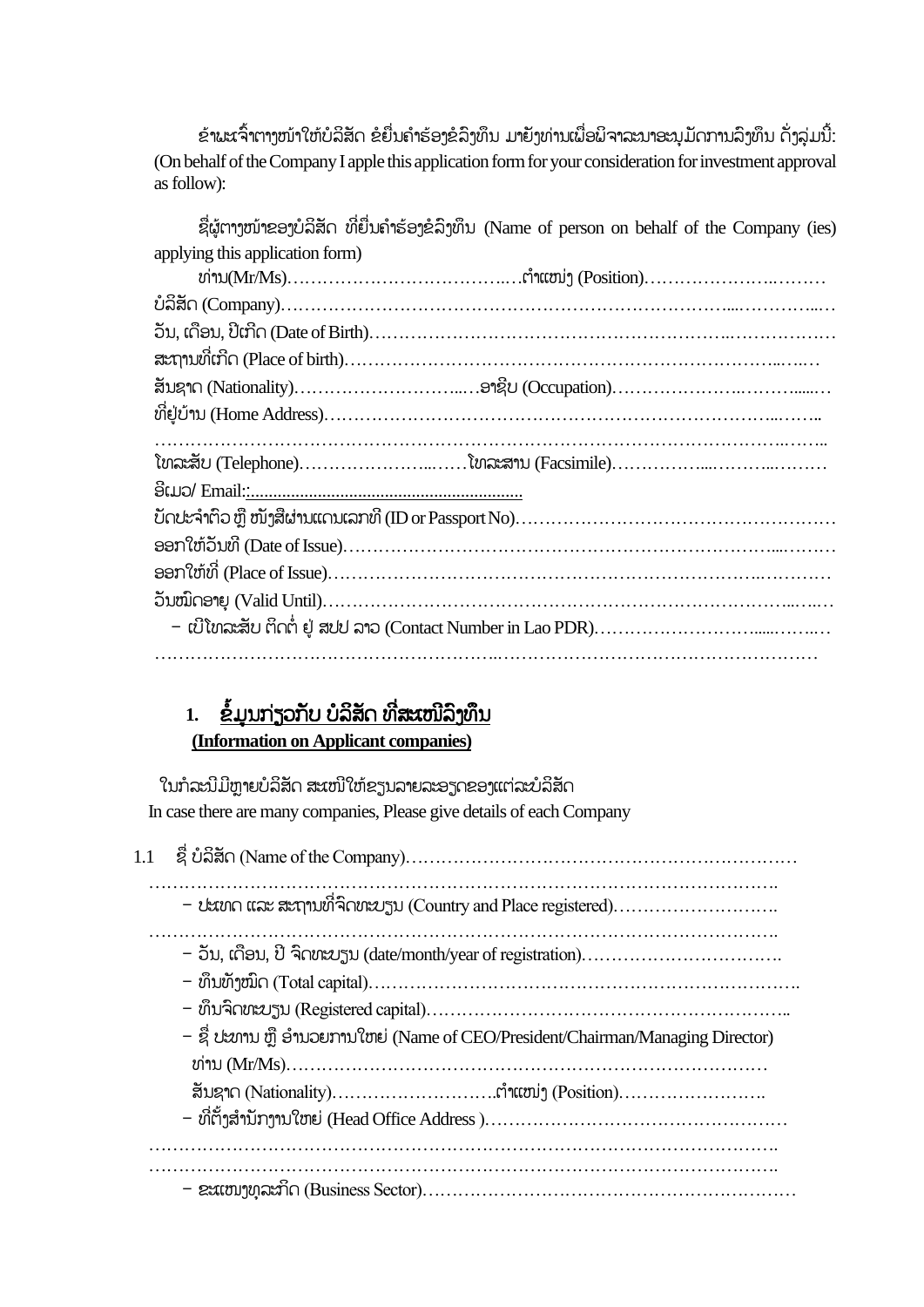ຂ້າພະເຈົ້າຕາງໜ້າໃຫ້ບໍລິສັດ ຂໍຍື່ນຄໍາຮ້ອງຂໍລົງທຶນ ມາຍັງທ່ານເພື່ອພິຈາລະນາອະນຸມັດການລົງທຶນ ດັ່ງລຸ່ມນີ້: (On behalf of the Company I apple this application form for your consideration for investment approval as follow):

ຊື່ຜູ້ຕາງໜ້າຂອງບໍລິສັດ ທີ່ຍື່ນຄໍາຮ້ອງຂໍລົງທຶນ (Name of person on behalf of the Company (ies) applying this application form)

ທ່ານ(Mr/Ms)………………………………..…ຕໍາແໜ່ງ (Position)………………….………

ບໍລິສັດ (Company)…………………………………………………………………....…………...…

ວັນ, ເດືອນ, ປີເກີດ (Date of Birth)……………………………………………………..………………

ສະຖານທີ່ເກີດ (Place of birth)…………………………………………………………………..….…

ສັນຊາດ (Nationality)……………………….....…ອາຊີບ (Occupation)………………….……......…

ທີ່ຢູ່ບ້ານ (Home Address)…………………………………………………………………...……..

………………………………………………………………………………………………..……..

ໂທລະສັບ (Telephone)…………………...……ໂທລະສານ (Facsimile)…………….....………...………

ອີເມວ/ Email::.............................................................

ບັດປະຈໍາຕົວ ຫຼື ໜັງສືຜ່ານແດນເລກທີ (ID or Passport No)………………………………………………

ອອກໃຫ້ວັນທີ (Date of Issue)…………………………………………………………………...………

ອອກໃຫ້ທີ່ (Place of Issue)……………………………………………………………….…………

ວັນໝົດອາຍຸ (Valid Until)………………………………………………………………………...…..…

- ເບີໂທລະສັບ ຕິດຕໍ່ ຢູ່ ສປປ ລາວ (Contact Number in Lao PDR)……………………….......……..…

…………………………………………………….……………………………………………

## 1. ຂໍ້ມູນກ່ຽວກັບ ບໍລິສັດ ທີ່ສະເໜີລົງທຶນ (Information on Applicant companies)

ໃນກໍລະນີມີຫຼາຍບໍລິສັດ ສະເໜີໃຫ້ຂຽນລາຍລະອຽດຂອງແຕ່ລະບໍລິສັດ
In case there are many companies, Please give details of each Company

1.1 ຊື່ ບໍລິສັດ (Name of the Company)…………………………………………………………

…………………………………………………………………………………………….

- ປະເທດ ແລະ ສະຖານທີ່ຈົດທະບຽນ (Country and Place registered)……………………….

…………………………………………………………………………………………….

- ວັນ, ເດືອນ, ປີ ຈົດທະບຽນ (date/month/year of registration)…………………………….

- ທຶນທັງໝົດ (Total capital)……………………………………………………………….

- ທຶນຈົດທະບຽນ (Registered capital)……………………………………………………..

- ຊື່ ປະທານ ຫຼື ອໍານວຍການໃຫຍ່ (Name of CEO/President/Chairman/Managing Director)
  ທ່ານ (Mr/Ms)…………………………………………………………………………
  ສັນຊາດ (Nationality)……………………….ຕໍາແໜ່ງ (Position)…………………….

- ທີ່ຕັ້ງສໍານັກງານໃຫຍ່ (Head Office Address )……………………………………………

…………………………………………………………………………………………….

…………………………………………………………………………………………….

- ຂະແໜງທຸລະກິດ (Business Sector)……………………………………………………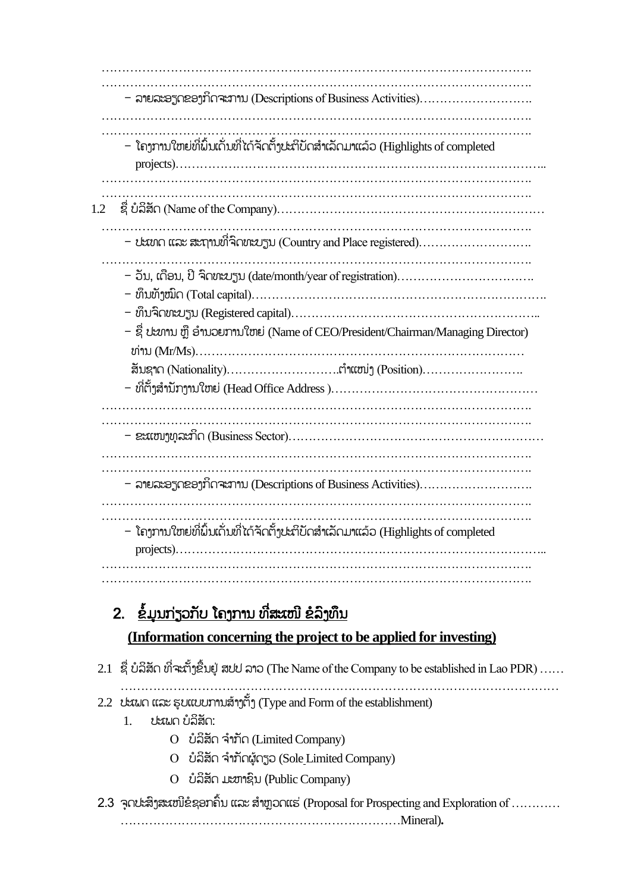……………………………………………………………………………………………

……………………………………………………………………………………………

- ລາຍລະອຽດຂອງກິດຈະການ (Descriptions of Business Activities)……………………….

……………………………………………………………………………………………

……………………………………………………………………………………………

- ໂຄງການໃຫຍ່ທີ່ພົ້ນເດັ່ນທີ່ໄດ້ຈັດຕັ້ງປະຕິບັດສຳເລັດມາແລ້ວ (Highlights of completed projects)………………………………………………………………………………..

……………………………………………………………………………………………

……………………………………………………………………………………………

1.2 ຊື່ ບໍລິສັດ (Name of the Company)………………………………………………………

……………………………………………………………………………………………

- ປະເທດ ແລະ ສະຖານທີ່ຈົດທະບຽນ (Country and Place registered)……………………….

……………………………………………………………………………………………

- ວັນ, ເດືອນ, ປີ ຈົດທະບຽນ (date/month/year of registration)…………………………..
- ທຶນທັງໝົດ (Total capital)……………………………………………………………….
- ທຶນຈົດທະບຽນ (Registered capital)……………………………………………………..
- ຊື່ ປະທານ ຫຼື ອຳນວຍການໃຫຍ່ (Name of CEO/President/Chairman/Managing Director)
  ທ່ານ (Mr/Ms)…………………………………………………………………………
  ສັນຊາດ (Nationality)……………………….ຕຳແໜ່ງ (Position)…………………….
- ທີ່ຕັ້ງສຳນັກງານໃຫຍ່ (Head Office Address )…………………………………………

……………………………………………………………………………………………

……………………………………………………………………………………………

- ຂະແໜງທຸລະກິດ (Business Sector)……………………………………………………

……………………………………………………………………………………………

……………………………………………………………………………………………

- ລາຍລະອຽດຂອງກິດຈະການ (Descriptions of Business Activities)……………………….

……………………………………………………………………………………………

……………………………………………………………………………………………

- ໂຄງການໃຫຍ່ທີ່ພົ້ນເດັ່ນທີ່ໄດ້ຈັດຕັ້ງປະຕິບັດສຳເລັດມາແລ້ວ (Highlights of completed projects)………………………………………………………………………………..

……………………………………………………………………………………………

……………………………………………………………………………………………

## 2. ຂໍ້ມູນກ່ຽວກັບ ໂຄງການ ທີ່ສະເໜີ ຂໍລົງທຶນ

## (Information concerning the project to be applied for investing)

2.1 ຊື່ ບໍລິສັດ ທີ່ຈະຕັ້ງຂຶ້ນຢູ່ ສປປ ລາວ (The Name of the Company to be established in Lao PDR) ……
………………………………………………………………………………………………

2.2 ປະເພດ ແລະ ຮູບແບບການສ້າງຕັ້ງ (Type and Form of the establishment)

1. ປະເພດ ບໍລິສັດ:
   - O ບໍລິສັດ ຈຳກັດ (Limited Company)
   - O ບໍລິສັດ ຈຳກັດຜູ້ດຽວ (Sole Limited Company)
   - O ບໍລິສັດ ມະຫາຊົນ (Public Company)

2.3 ຈຸດປະສົງສະເໜີຂໍຊອກຄົ້ນ ແລະ ສຳຫຼວດແຮ່ (Proposal for Prospecting and Exploration of …………
……………………………………………………………Mineral).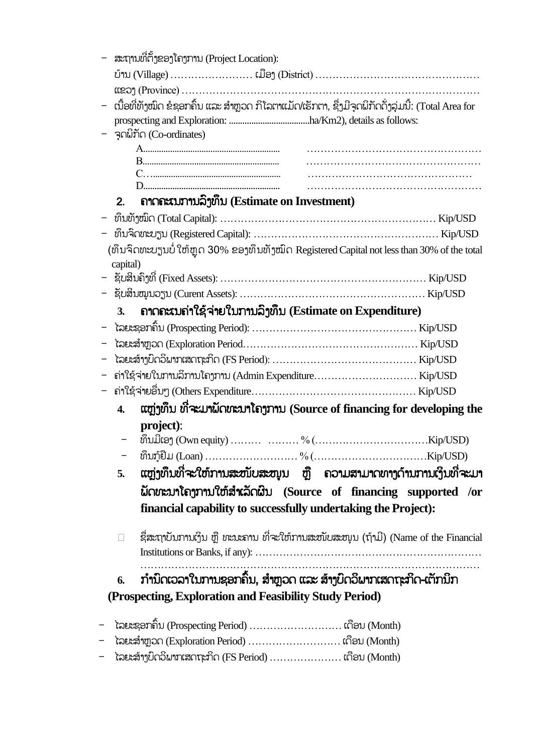- ສະຖານທີ່ຕັ້ງຂອງໂຄງການ (Project Location):

  ບ້ານ (Village) …………………… ເມືອງ (District) …………………………………………

  ແຂວງ (Province) ……………………………………………………………………………

- ເນື້ອທີ່ທັງໝົດ ຂໍຊອກຄົ້ນ ແລະ ສຳຫຼວດ ກິໂລຕາແມັດ/ເຮັກຕາ, ຊຶ່ງມີຈຸດພິກັດດັ່ງລຸ່ມນີ້: (Total Area for prospecting and Exploration: ....................................ha/Km2), details as follows:
- ຈຸດພິກັດ (Co-ordinates)

  A............................................................. ……………………………………………

  B............................................................. ……………………………………………

  C…......................................................... …………………………………………

  D............................................................. ……………………………………………

## 2. ຄາດຄະເນການລົງທຶນ (Estimate on Investment)

- ທຶນທັງໝົດ (Total Capital): ……………………………………………………… Kip/USD
- ທຶນຈົດທະບຽນ (Registered Capital): ……………………………………………… Kip/USD

(ທຶນຈົດທະບຽນບໍ່ໃຫ້ຫຼຸດ 30% ຂອງທຶນທັງໝົດ Registered Capital not less than 30% of the total capital)

- ຊັບສິນຄົງທີ່ (Fixed Assets): …………………………………………………… Kip/USD
- ຊັບສິນໝູນວຽນ (Curent Assets): ……………………………………………… Kip/USD

## 3. ຄາດຄະເນຄ່າໃຊ້ຈ່າຍໃນການລົງທຶນ (Estimate on Expenditure)

- ໄລຍະຊອກຄົ້ນ (Prospecting Period): ………………………………………… Kip/USD
- ໄລຍະສຳຫຼວດ (Exploration Period…………………………………………… Kip/USD
- ໄລຍະສ້າງບົດວິພາກເສດຖະກິດ (FS Period): …………………………………… Kip/USD
- ຄ່າໃຊ້ຈ່າຍໃນການລິການໂຄງການ (Admin Expenditure………………………… Kip/USD
- ຄ່າໃຊ້ຈ່າຍອື່ນໆ (Others Expenditure………………………………………… Kip/USD

## 4. ແຫຼ່ງທຶນ ທີ່ຈະມາພັດທະນາໂຄງການ (Source of financing for developing the project):

- ທຶນມີເອງ (Own equity) ……… ……… % (……………………………Kip/USD)
- ທຶນກູ້ຢືມ (Loan) ……………………… % (……………………………Kip/USD)

## 5. ແຫຼ່ງທຶນທີ່ຈະໃຫ້ການສະໜັບສະໜູນ ຫຼື ຄວາມສາມາດທາງດ້ານການເງິນທີ່ຈະມາພັດທະນາໂຄງການໃຫ້ສຳເລັດຜົນ (Source of financing supported /or financial capability to successfully undertaking the Project):

- ຊື່ສະຖາບັນການເງິນ ຫຼື ທະນະຄານ ທີ່ຈະໃຫ້ການສະໜັບສະໜູນ (ຖ້າມີ) (Name of the Financial Institutions or Banks, if any): …………………………………………………………

  ……………………………………………………………………………………………

## 6. ກຳນົດເວລາໃນການຊອກຄົ້ນ, ສຳຫຼວດ ແລະ ສ້າງບົດວິພາກເສດຖະກິດ-ເຕັກນິກ (Prospecting, Exploration and Feasibility Study Period)

- ໄລຍະຊອກຄົ້ນ (Prospecting Period) ……………………… ເດືອນ (Month)
- ໄລຍະສຳຫຼວດ (Exploration Period) ……………………… ເດືອນ (Month)
- ໄລຍະສ້າງບົດວິພາກເສດຖະກິດ (FS Period) ………………… ເດືອນ (Month)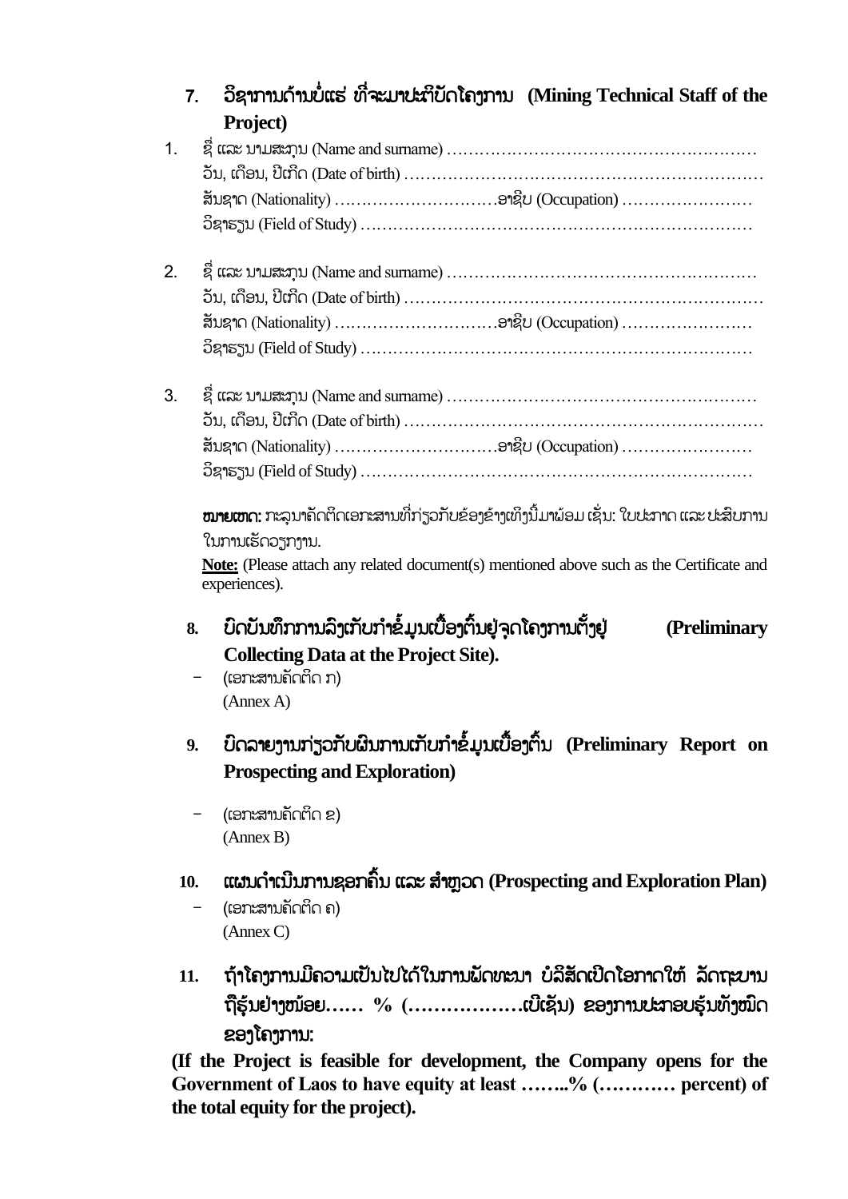## 7. ວິຊາການດ້ານບໍ່ແຮ່ ທີ່ຈະມາປະຕິບັດໂຄງການ (Mining Technical Staff of the Project)

1. ຊື່ ແລະ ນາມສະກຸນ (Name and surname) …………………………………………………
   ວັນ, ເດືອນ, ປີເກີດ (Date of birth) ………………………………………………………
   ສັນຊາດ (Nationality) …………………………ອາຊີບ (Occupation) ……………………
   ວິຊາຮຽນ (Field of Study) ……………………………………………………………

2. ຊື່ ແລະ ນາມສະກຸນ (Name and surname) …………………………………………………
   ວັນ, ເດືອນ, ປີເກີດ (Date of birth) ………………………………………………………
   ສັນຊາດ (Nationality) …………………………ອາຊີບ (Occupation) ……………………
   ວິຊາຮຽນ (Field of Study) ……………………………………………………………

3. ຊື່ ແລະ ນາມສະກຸນ (Name and surname) …………………………………………………
   ວັນ, ເດືອນ, ປີເກີດ (Date of birth) ………………………………………………………
   ສັນຊາດ (Nationality) …………………………ອາຊີບ (Occupation) ……………………
   ວິຊາຮຽນ (Field of Study) ……………………………………………………………

**ໝາຍເຫດ:** ກະລຸນາຄັດຕິດເອກະສານທີ່ກ່ຽວກັບຂ້ອງຂ້າງເທິງນີ້ມາພ້ອມ ເຊັ່ນ: ໃບປະກາດ ແລະ ປະສົບການໃນການເຮັດວຽກງານ.

**Note:** (Please attach any related document(s) mentioned above such as the Certificate and experiences).

## 8. ບົດບັນທຶກການລົງເກັບກຳຂໍ້ມູນເບື້ອງຕົ້ນຢູ່ຈຸດໂຄງການຕັ້ງຢູ່ (Preliminary Collecting Data at the Project Site).

- (ເອກະສານຄັດຕິດ ກ)
  (Annex A)

## 9. ບົດລາຍງານກ່ຽວກັບຜົນການເກັບກຳຂໍ້ມູນເບື້ອງຕົ້ນ (Preliminary Report on Prospecting and Exploration)

- (ເອກະສານຄັດຕິດ ຂ)
  (Annex B)

## 10. ແຜນດຳເນີນການຊອກຄົ້ນ ແລະ ສຳຫຼວດ (Prospecting and Exploration Plan)

- (ເອກະສານຄັດຕິດ ຄ)
  (Annex C)

## 11. ຖ້າໂຄງການມີຄວາມເປັນໄປໄດ້ໃນການພັດທະນາ ບໍລິສັດເປີດໂອກາດໃຫ້ ລັດຖະບານຖືຮຸ້ນຢ່າງໜ້ອຍ…… % (………………ເປີເຊັນ) ຂອງການປະສອບຮຸ້ນທັງໝົດຂອງໂຄງການ:

**(If the Project is feasible for development, the Company opens for the Government of Laos to have equity at least ……..% (………… percent) of the total equity for the project).**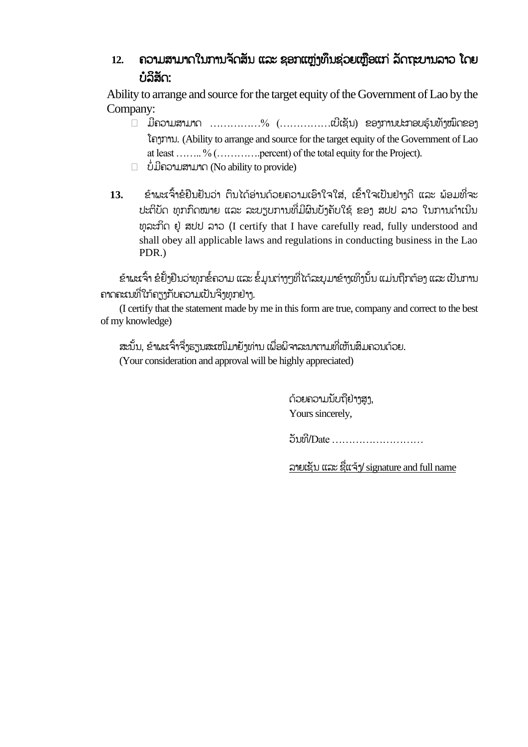**12. ຄວາມສາມາດໃນການຈັດສັນ ແລະ ຊອກແຫຼ່ງທຶນຊ່ວຍເຫຼືອແກ່ ລັດຖະບານລາວ ໂດຍບໍລິສັດ:**

Ability to arrange and source for the target equity of the Government of Lao by the Company:

- ☐ ມີຄວາມສາມາດ ……………% (……………ເປີເຊັນ) ຂອງການປະກອບຮຸ້ນທັງໝົດຂອງໂຄງການ. (Ability to arrange and source for the target equity of the Government of Lao at least …….. % (………….percent) of the total equity for the Project).
- ☐ ບໍ່ມີຄວາມສາມາດ (No ability to provide)

**13.** ຂ້າພະເຈົ້າຂໍຢືນຢັນວ່າ ຕົນໄດ້ອ່ານດ້ວຍຄວາມເອົາໃຈໃສ່, ເຂົ້າໃຈເປັນຢ່າງດີ ແລະ ພ້ອມທີ່ຈະປະຕິບັດ ທຸກກົດໝາຍ ແລະ ລະບຽບການທີ່ມີຜົນບັງຄັບໃຊ້ ຂອງ ສປປ ລາວ ໃນການດຳເນີນທຸລະກິດ ຢູ່ ສປປ ລາວ (I certify that I have carefully read, fully understood and shall obey all applicable laws and regulations in conducting business in the Lao PDR.)

ຂ້າພະເຈົ້າ ຂໍຢັ້ງຢືນວ່າທຸກຂໍ້ຄວາມ ແລະ ຂໍ້ມູນຕ່າງໆທີ່ໄດ້ລະບຸມາຂ້າງເທິງນັ້ນ ແມ່ນຖືກຕ້ອງ ແລະ ເປັນການຄາດຄະເນທີ່ໃກ້ຄຽງກັບຄວາມເປັນຈິງທຸກຢ່າງ.

(I certify that the statement made by me in this form are true, company and correct to the best of my knowledge)

ສະນັ້ນ, ຂ້າພະເຈົ້າຈຶ່ງຮຽນສະເໜີມາຍັງທ່ານ ເພື່ອພິຈາລະນາຕາມທີ່ເຫັນສົມຄວນດ້ວຍ.
(Your consideration and approval will be highly appreciated)

ດ້ວຍຄວາມນັບຖືຢ່າງສູງ,
Yours sincerely,

ວັນທີ/Date ………………………

ລາຍເຊັນ ແລະ ຊື່ແຈ້ງ/ signature and full name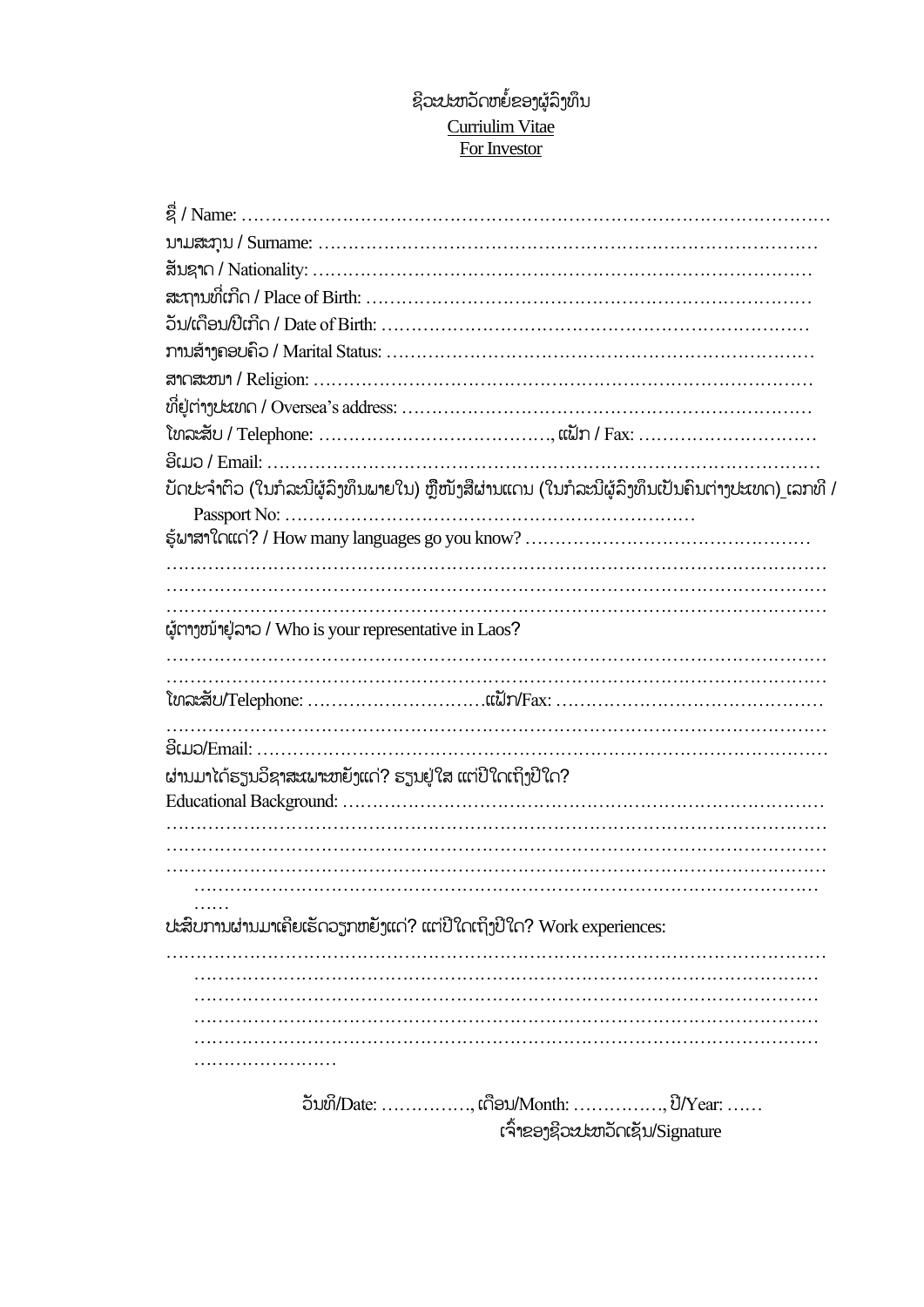ຊີວະປະຫວັດຫຍໍ້ຂອງຜູ້ລົງທຶນ

Curriulim Vitae

For Investor

ຊື່ / Name: ……………………………………………………………………………………

ນາມສະກຸນ / Surname: …………………………………………………………………………

ສັນຊາດ / Nationality: ……………………………………………………………………………

ສະຖານທີ່ເກີດ / Place of Birth: …………………………………………………………………

ວັນ/ເດືອນ/ປີເກີດ / Date of Birth: ………………………………………………………………

ການສ້າງຄອບຄົວ / Marital Status: ………………………………………………………………

ສາດສະໜາ / Religion: ……………………………………………………………………………

ທີ່ຢູ່ຕ່າງປະເທດ / Oversea's address: …………………………………………………………

ໂທລະສັບ / Telephone: …………………………………, ແຟັກ / Fax: …………………………

ອີເມວ / Email: ……………………………………………………………………………………

ບັດປະຈຳຕົວ (ໃນກໍລະນີຜູ້ລົງທຶນພາຍໃນ) ຫຼືໜັງສືຜ່ານແດນ (ໃນກໍລະນີຜູ້ລົງທຶນເປັນຄົນຕ່າງປະເທດ) ເລກທີ / Passport No: ……………………………………………………………

ຮູ້ພາສາໃດແດ່? / How many languages go you know? …………………………………………

…………………………………………………………………………………………………

…………………………………………………………………………………………………

…………………………………………………………………………………………………

ຜູ້ຕາງໜ້າຢູ່ລາວ / Who is your representative in Laos?

…………………………………………………………………………………………………

…………………………………………………………………………………………………

ໂທລະສັບ/Telephone: ………………………….ແຟັກ/Fax: ………………………………………

…………………………………………………………………………………………………

ອີເມວ/Email: ……………………………………………………………………………………

ຜ່ານມາໄດ້ຮຽນວິຊາສະເພາະຫຍັງແດ່? ຮຽນຢູ່ໃສ ແຕ່ປີໃດເຖິງປີໃດ?

Educational Background: ………………………………………………………………………

…………………………………………………………………………………………………

…………………………………………………………………………………………………

…………………………………………………………………………………………………

…………………………………………………………………………………………………

……

ປະສົບການຜ່ານມາເຄີຍເຮັດວຽກຫຍັງແດ່? ແຕ່ປີໃດເຖິງປີໃດ? Work experiences:

…………………………………………………………………………………………………

…………………………………………………………………………………………………

…………………………………………………………………………………………………

…………………………………………………………………………………………………

…………………………………………………………………………………………………

……………………

ວັນທີ/Date: ……………, ເດືອນ/Month: ……………, ປີ/Year: ……

ເຈົ້າຂອງຊີວະປະຫວັດເຊັນ/Signature